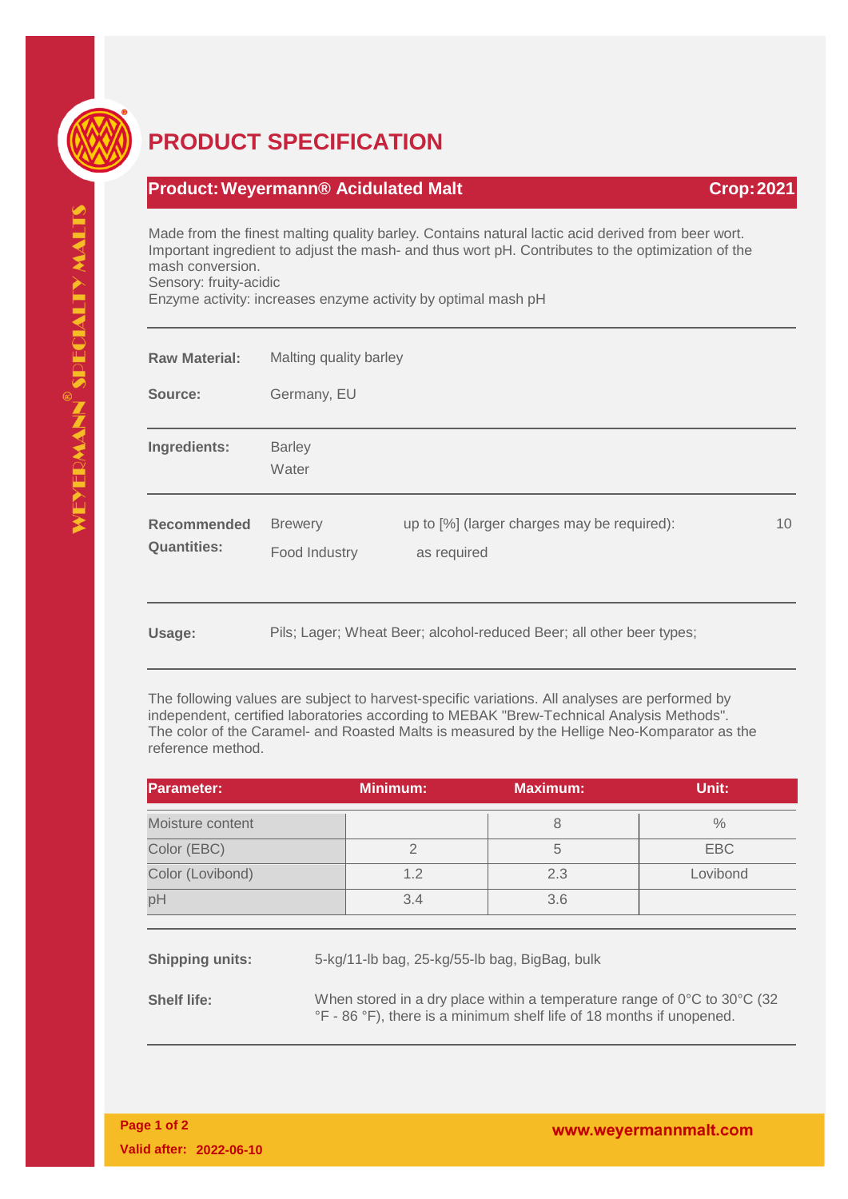# PRODUCT SPECIFICATION

## Product: Weyermann® Acidulated Malt — Crop: 2021

Made from the finest malting quality barley. Contains natural lactic acid derived from beer wort. Important ingredient to adjust the mash- and thus wort pH. Contributes to the optimization of the mash conversion.
Sensory: fruity-acidic
Enzyme activity: increases enzyme activity by optimal mash pH

**Raw Material:** Malting quality barley

**Source:** Germany, EU

**Ingredients:** Barley
Water

**Recommended Quantities:**

| | | |
|---|---|---|
| Brewery | up to [%] (larger charges may be required): | 10 |
| Food Industry | as required | |

**Usage:** Pils; Lager; Wheat Beer; alcohol-reduced Beer; all other beer types;

The following values are subject to harvest-specific variations. All analyses are performed by independent, certified laboratories according to MEBAK "Brew-Technical Analysis Methods". The color of the Caramel- and Roasted Malts is measured by the Hellige Neo-Komparator as the reference method.

| Parameter: | Minimum: | Maximum: | Unit: |
|---|---|---|---|
| Moisture content | | 8 | % |
| Color (EBC) | 2 | 5 | EBC |
| Color (Lovibond) | 1.2 | 2.3 | Lovibond |
| pH | 3.4 | 3.6 | |

**Shipping units:** 5-kg/11-lb bag, 25-kg/55-lb bag, BigBag, bulk

**Shelf life:** When stored in a dry place within a temperature range of 0°C to 30°C (32 °F - 86 °F), there is a minimum shelf life of 18 months if unopened.

Valid after: 2022-06-10

www.weyermannmalt.com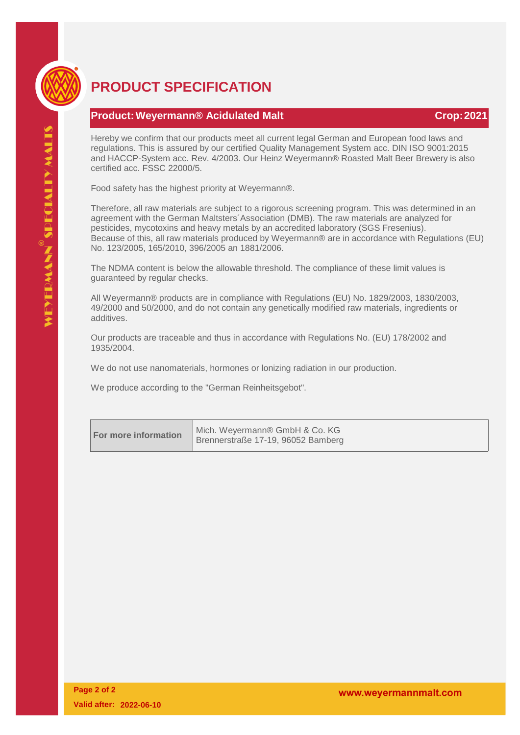# PRODUCT SPECIFICATION

**Product: Weyermann® Acidulated Malt** **Crop: 2021**

Hereby we confirm that our products meet all current legal German and European food laws and regulations. This is assured by our certified Quality Management System acc. DIN ISO 9001:2015 and HACCP-System acc. Rev. 4/2003. Our Heinz Weyermann® Roasted Malt Beer Brewery is also certified acc. FSSC 22000/5.

Food safety has the highest priority at Weyermann®.

Therefore, all raw materials are subject to a rigorous screening program. This was determined in an agreement with the German Maltsters´Association (DMB). The raw materials are analyzed for pesticides, mycotoxins and heavy metals by an accredited laboratory (SGS Fresenius). Because of this, all raw materials produced by Weyermann® are in accordance with Regulations (EU) No. 123/2005, 165/2010, 396/2005 an 1881/2006.

The NDMA content is below the allowable threshold. The compliance of these limit values is guaranteed by regular checks.

All Weyermann® products are in compliance with Regulations (EU) No. 1829/2003, 1830/2003, 49/2000 and 50/2000, and do not contain any genetically modified raw materials, ingredients or additives.

Our products are traceable and thus in accordance with Regulations No. (EU) 178/2002 and 1935/2004.

We do not use nanomaterials, hormones or Ionizing radiation in our production.

We produce according to the "German Reinheitsgebot".

| | |
|---|---|
| **For more information** | Mich. Weyermann® GmbH & Co. KG<br>Brennerstraße 17-19, 96052 Bamberg |

**Valid after: 2022-06-10**

**www.weyermannmalt.com**